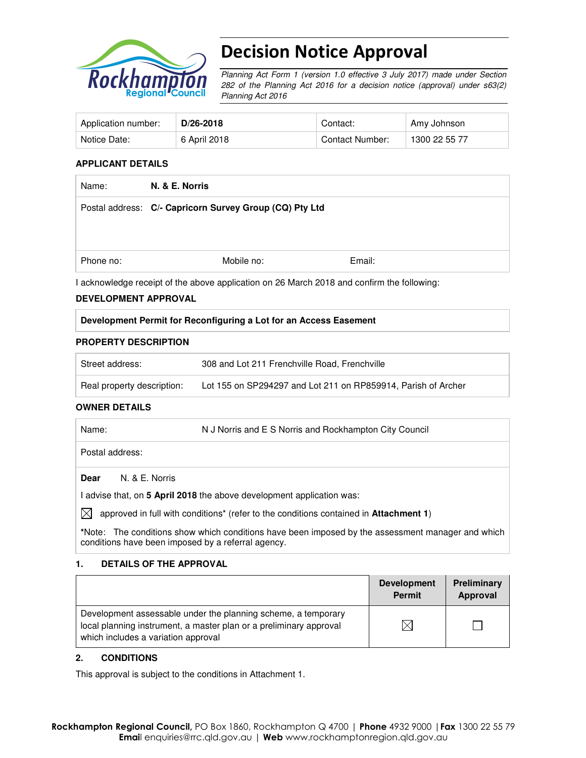# Decision Notice Approval

*Planning Act Form 1 (version 1.0 effective 3 July 2017) made under Section 282 of the Planning Act 2016 for a decision notice (approval) under s63(2) Planning Act 2016*

| Application number: | **D/26-2018** | Contact: | Amy Johnson |
|---|---|---|---|
| Notice Date: | 6 April 2018 | Contact Number: | 1300 22 55 77 |

### APPLICANT DETAILS

| | | |
|---|---|---|
| Name: **N. & E. Norris** | | |
| Postal address: **C/- Capricorn Survey Group (CQ) Pty Ltd** | | |
| Phone no: | Mobile no: | Email: |

I acknowledge receipt of the above application on 26 March 2018 and confirm the following:

### DEVELOPMENT APPROVAL

| **Development Permit for Reconfiguring a Lot for an Access Easement** |
|---|

### PROPERTY DESCRIPTION

| | |
|---|---|
| Street address: | 308 and Lot 211 Frenchville Road, Frenchville |
| Real property description: | Lot 155 on SP294297 and Lot 211 on RP859914, Parish of Archer |

### OWNER DETAILS

| | |
|---|---|
| Name: | N J Norris and E S Norris and Rockhampton City Council |
| Postal address: | |

**Dear** N. & E. Norris

I advise that, on **5 April 2018** the above development application was:

☒ approved in full with conditions* (refer to the conditions contained in **Attachment 1**)

*Note: The conditions show which conditions have been imposed by the assessment manager and which conditions have been imposed by a referral agency.

### 1. DETAILS OF THE APPROVAL

| | Development Permit | Preliminary Approval |
|---|---|---|
| Development assessable under the planning scheme, a temporary local planning instrument, a master plan or a preliminary approval which includes a variation approval | ☒ | ☐ |

### 2. CONDITIONS

This approval is subject to the conditions in Attachment 1.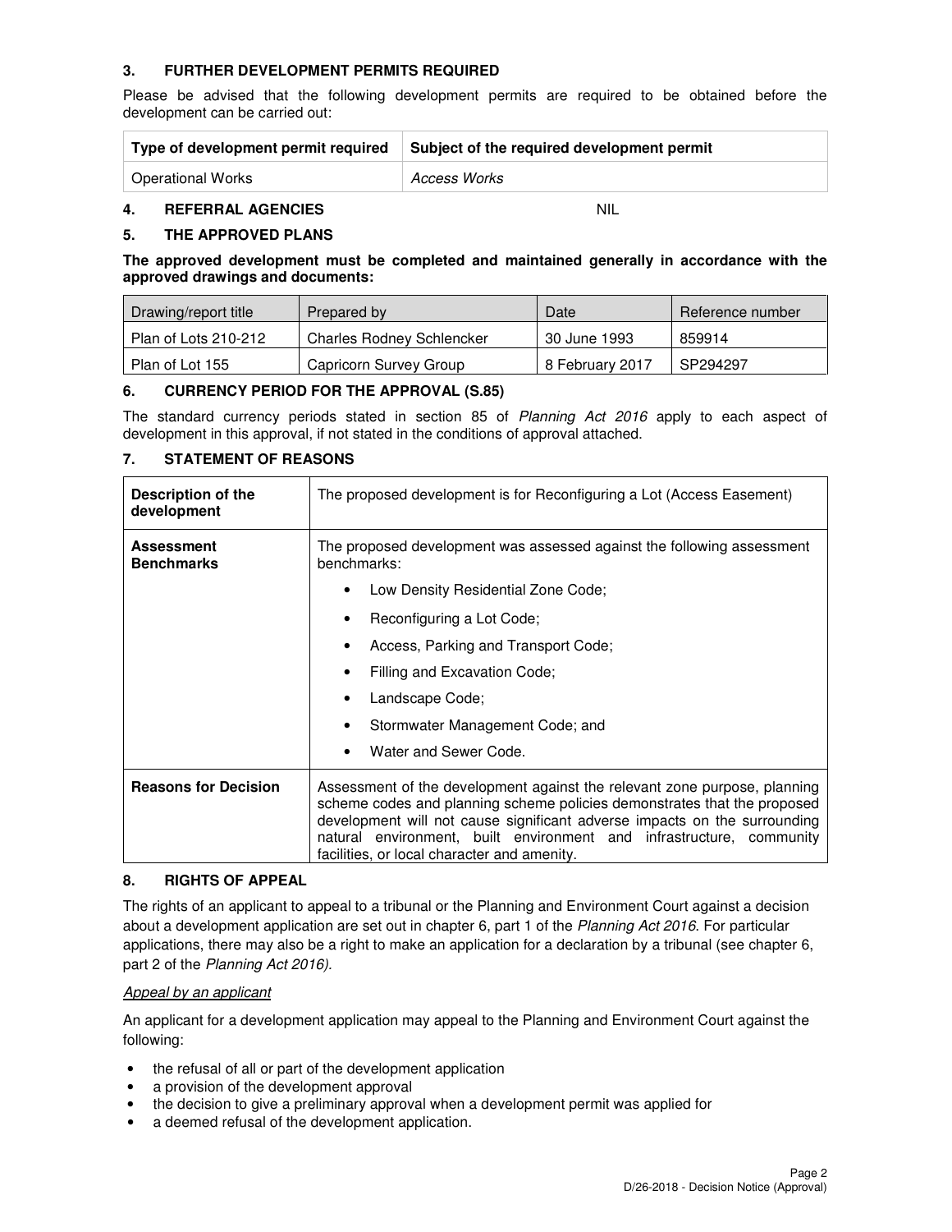## 3. FURTHER DEVELOPMENT PERMITS REQUIRED

Please be advised that the following development permits are required to be obtained before the development can be carried out:

| Type of development permit required | Subject of the required development permit |
|---|---|
| Operational Works | *Access Works* |

## 4. REFERRAL AGENCIES NIL

## 5. THE APPROVED PLANS

**The approved development must be completed and maintained generally in accordance with the approved drawings and documents:**

| Drawing/report title | Prepared by | Date | Reference number |
|---|---|---|---|
| Plan of Lots 210-212 | Charles Rodney Schlencker | 30 June 1993 | 859914 |
| Plan of Lot 155 | Capricorn Survey Group | 8 February 2017 | SP294297 |

## 6. CURRENCY PERIOD FOR THE APPROVAL (S.85)

The standard currency periods stated in section 85 of *Planning Act 2016* apply to each aspect of development in this approval, if not stated in the conditions of approval attached.

## 7. STATEMENT OF REASONS

| | |
|---|---|
| **Description of the development** | The proposed development is for Reconfiguring a Lot (Access Easement) |
| **Assessment Benchmarks** | The proposed development was assessed against the following assessment benchmarks:<br>• Low Density Residential Zone Code;<br>• Reconfiguring a Lot Code;<br>• Access, Parking and Transport Code;<br>• Filling and Excavation Code;<br>• Landscape Code;<br>• Stormwater Management Code; and<br>• Water and Sewer Code. |
| **Reasons for Decision** | Assessment of the development against the relevant zone purpose, planning scheme codes and planning scheme policies demonstrates that the proposed development will not cause significant adverse impacts on the surrounding natural environment, built environment and infrastructure, community facilities, or local character and amenity. |

## 8. RIGHTS OF APPEAL

The rights of an applicant to appeal to a tribunal or the Planning and Environment Court against a decision about a development application are set out in chapter 6, part 1 of the *Planning Act 2016*. For particular applications, there may also be a right to make an application for a declaration by a tribunal (see chapter 6, part 2 of the *Planning Act 2016).*

*Appeal by an applicant*

An applicant for a development application may appeal to the Planning and Environment Court against the following:

- the refusal of all or part of the development application
- a provision of the development approval
- the decision to give a preliminary approval when a development permit was applied for
- a deemed refusal of the development application.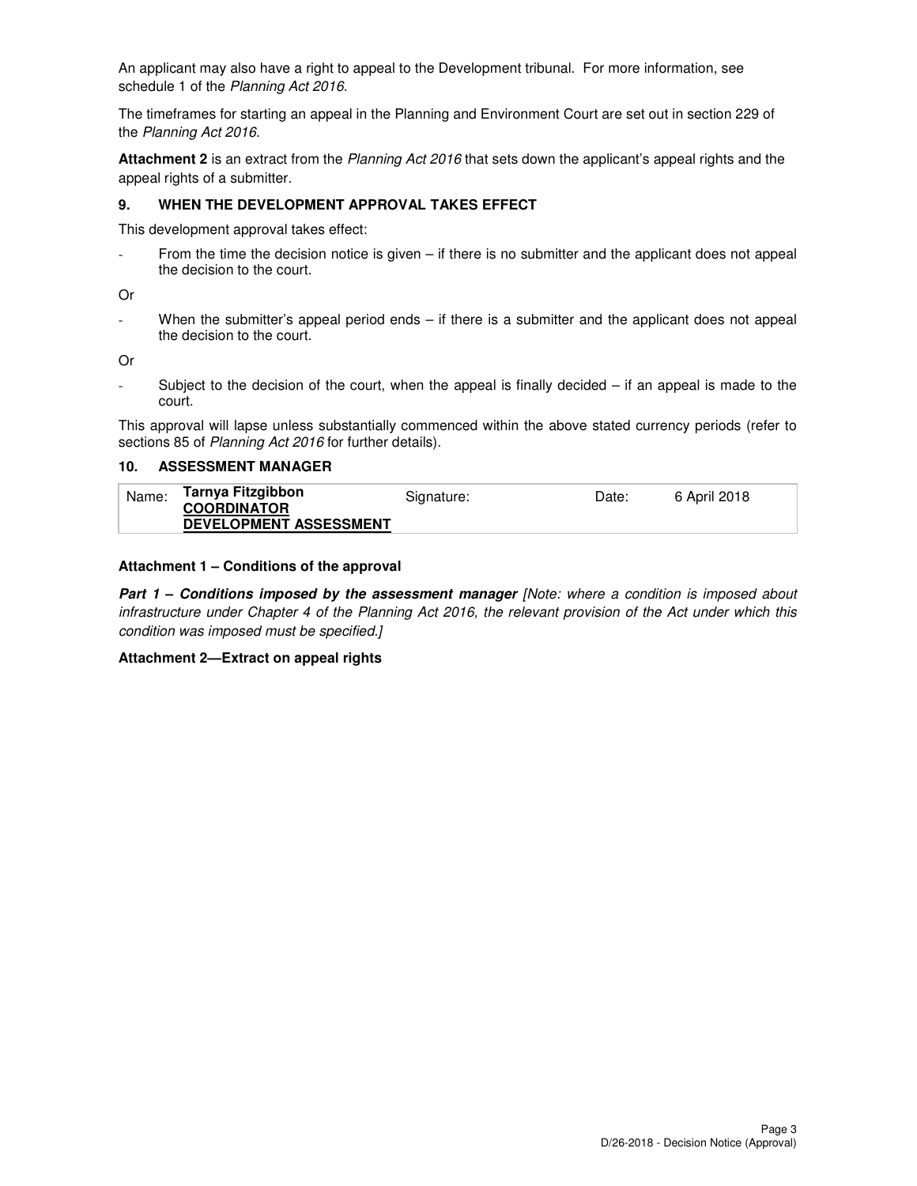An applicant may also have a right to appeal to the Development tribunal. For more information, see schedule 1 of the *Planning Act 2016*.

The timeframes for starting an appeal in the Planning and Environment Court are set out in section 229 of the *Planning Act 2016*.

**Attachment 2** is an extract from the *Planning Act 2016* that sets down the applicant's appeal rights and the appeal rights of a submitter.

## 9. WHEN THE DEVELOPMENT APPROVAL TAKES EFFECT

This development approval takes effect:

- From the time the decision notice is given – if there is no submitter and the applicant does not appeal the decision to the court.

Or

- When the submitter's appeal period ends – if there is a submitter and the applicant does not appeal the decision to the court.

Or

- Subject to the decision of the court, when the appeal is finally decided – if an appeal is made to the court.

This approval will lapse unless substantially commenced within the above stated currency periods (refer to sections 85 of *Planning Act 2016* for further details).

## 10. ASSESSMENT MANAGER

| Name: | **Tarnya Fitzgibbon** **COORDINATOR DEVELOPMENT ASSESSMENT** | Signature: | Date: | 6 April 2018 |
|---|---|---|---|---|

**Attachment 1 – Conditions of the approval**

***Part 1 – Conditions imposed by the assessment manager*** *[Note: where a condition is imposed about infrastructure under Chapter 4 of the Planning Act 2016, the relevant provision of the Act under which this condition was imposed must be specified.]*

**Attachment 2—Extract on appeal rights**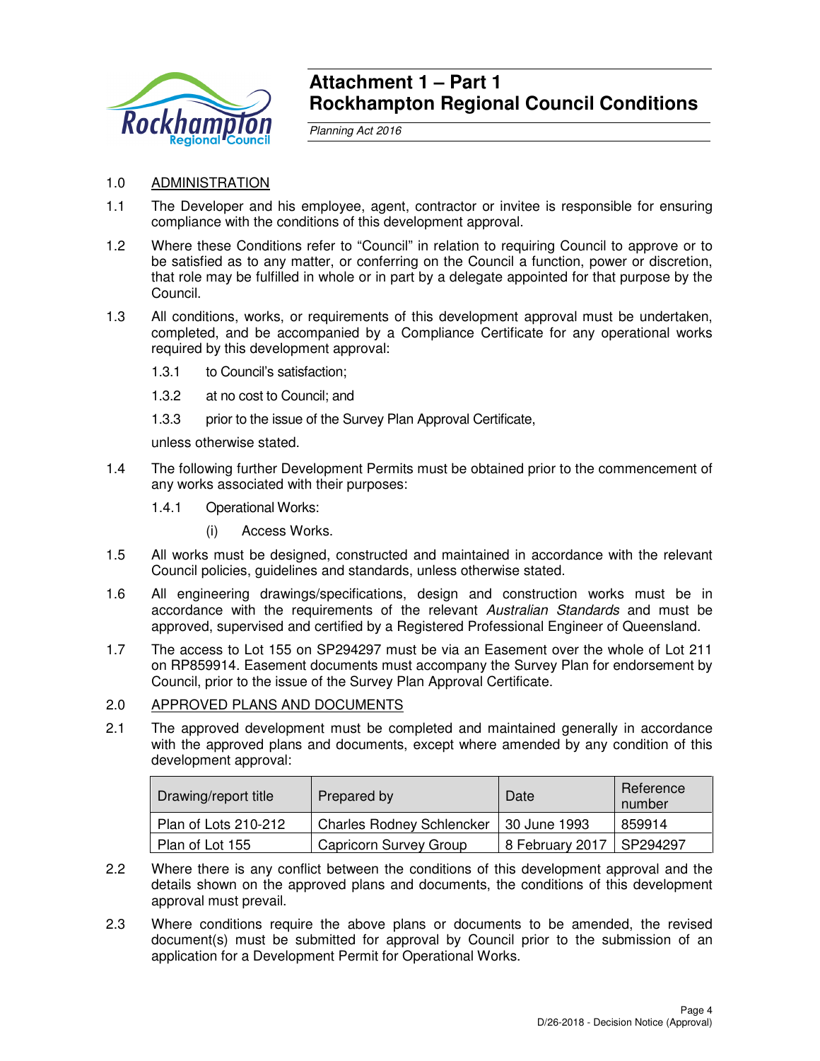# Attachment 1 – Part 1
# Rockhampton Regional Council Conditions

*Planning Act 2016*

1.0 ADMINISTRATION

1.1 The Developer and his employee, agent, contractor or invitee is responsible for ensuring compliance with the conditions of this development approval.

1.2 Where these Conditions refer to "Council" in relation to requiring Council to approve or to be satisfied as to any matter, or conferring on the Council a function, power or discretion, that role may be fulfilled in whole or in part by a delegate appointed for that purpose by the Council.

1.3 All conditions, works, or requirements of this development approval must be undertaken, completed, and be accompanied by a Compliance Certificate for any operational works required by this development approval:

1.3.1 to Council's satisfaction;

1.3.2 at no cost to Council; and

1.3.3 prior to the issue of the Survey Plan Approval Certificate,

unless otherwise stated.

1.4 The following further Development Permits must be obtained prior to the commencement of any works associated with their purposes:

1.4.1 Operational Works:

(i) Access Works.

1.5 All works must be designed, constructed and maintained in accordance with the relevant Council policies, guidelines and standards, unless otherwise stated.

1.6 All engineering drawings/specifications, design and construction works must be in accordance with the requirements of the relevant *Australian Standards* and must be approved, supervised and certified by a Registered Professional Engineer of Queensland.

1.7 The access to Lot 155 on SP294297 must be via an Easement over the whole of Lot 211 on RP859914. Easement documents must accompany the Survey Plan for endorsement by Council, prior to the issue of the Survey Plan Approval Certificate.

2.0 APPROVED PLANS AND DOCUMENTS

2.1 The approved development must be completed and maintained generally in accordance with the approved plans and documents, except where amended by any condition of this development approval:

| Drawing/report title | Prepared by | Date | Reference number |
|---|---|---|---|
| Plan of Lots 210-212 | Charles Rodney Schlencker | 30 June 1993 | 859914 |
| Plan of Lot 155 | Capricorn Survey Group | 8 February 2017 | SP294297 |

2.2 Where there is any conflict between the conditions of this development approval and the details shown on the approved plans and documents, the conditions of this development approval must prevail.

2.3 Where conditions require the above plans or documents to be amended, the revised document(s) must be submitted for approval by Council prior to the submission of an application for a Development Permit for Operational Works.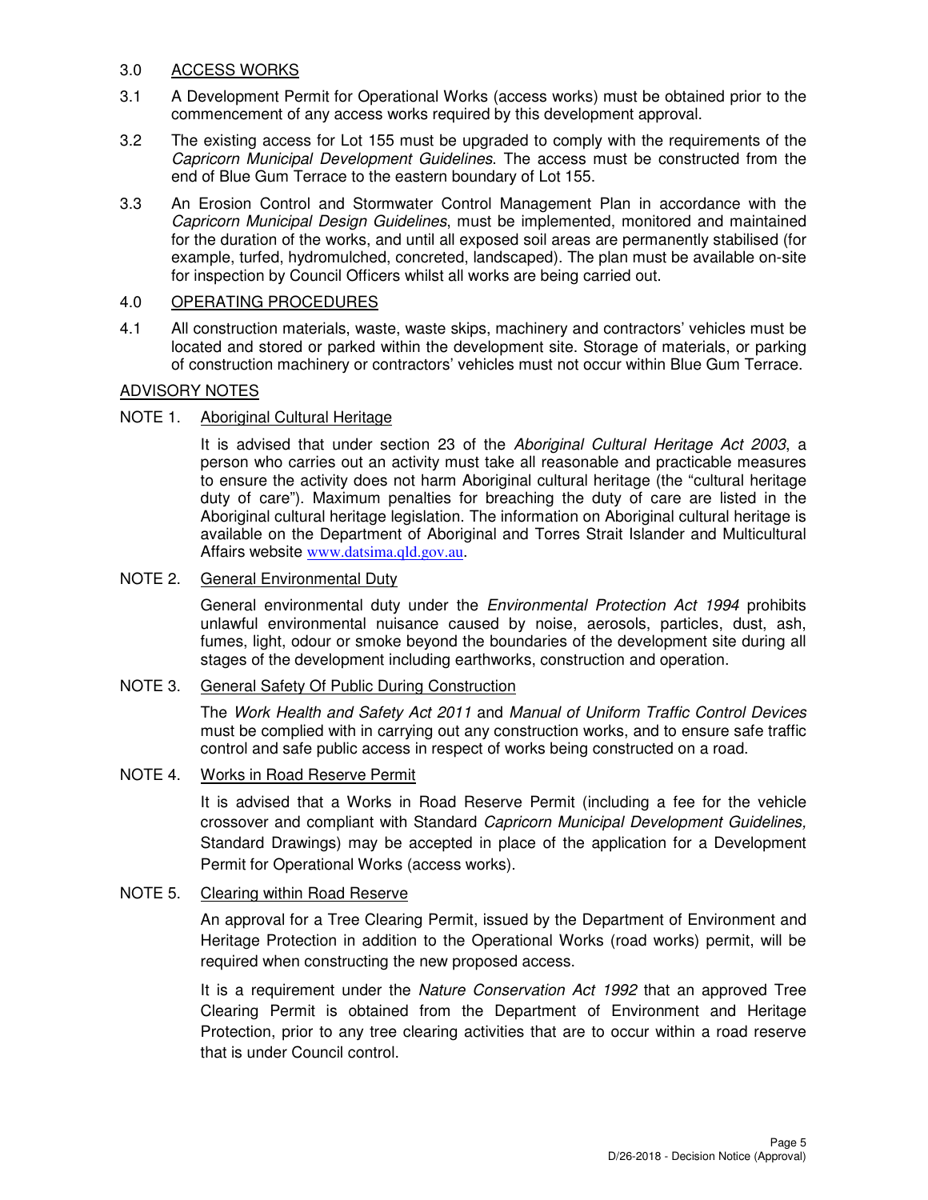## 3.0 ACCESS WORKS

3.1 A Development Permit for Operational Works (access works) must be obtained prior to the commencement of any access works required by this development approval.

3.2 The existing access for Lot 155 must be upgraded to comply with the requirements of the *Capricorn Municipal Development Guidelines*. The access must be constructed from the end of Blue Gum Terrace to the eastern boundary of Lot 155.

3.3 An Erosion Control and Stormwater Control Management Plan in accordance with the *Capricorn Municipal Design Guidelines*, must be implemented, monitored and maintained for the duration of the works, and until all exposed soil areas are permanently stabilised (for example, turfed, hydromulched, concreted, landscaped). The plan must be available on-site for inspection by Council Officers whilst all works are being carried out.

## 4.0 OPERATING PROCEDURES

4.1 All construction materials, waste, waste skips, machinery and contractors' vehicles must be located and stored or parked within the development site. Storage of materials, or parking of construction machinery or contractors' vehicles must not occur within Blue Gum Terrace.

## ADVISORY NOTES

### NOTE 1. Aboriginal Cultural Heritage

It is advised that under section 23 of the *Aboriginal Cultural Heritage Act 2003*, a person who carries out an activity must take all reasonable and practicable measures to ensure the activity does not harm Aboriginal cultural heritage (the "cultural heritage duty of care"). Maximum penalties for breaching the duty of care are listed in the Aboriginal cultural heritage legislation. The information on Aboriginal cultural heritage is available on the Department of Aboriginal and Torres Strait Islander and Multicultural Affairs website www.datsima.qld.gov.au.

### NOTE 2. General Environmental Duty

General environmental duty under the *Environmental Protection Act 1994* prohibits unlawful environmental nuisance caused by noise, aerosols, particles, dust, ash, fumes, light, odour or smoke beyond the boundaries of the development site during all stages of the development including earthworks, construction and operation.

### NOTE 3. General Safety Of Public During Construction

The *Work Health and Safety Act 2011* and *Manual of Uniform Traffic Control Devices* must be complied with in carrying out any construction works, and to ensure safe traffic control and safe public access in respect of works being constructed on a road.

### NOTE 4. Works in Road Reserve Permit

It is advised that a Works in Road Reserve Permit (including a fee for the vehicle crossover and compliant with Standard *Capricorn Municipal Development Guidelines,* Standard Drawings) may be accepted in place of the application for a Development Permit for Operational Works (access works).

### NOTE 5. Clearing within Road Reserve

An approval for a Tree Clearing Permit, issued by the Department of Environment and Heritage Protection in addition to the Operational Works (road works) permit, will be required when constructing the new proposed access.

It is a requirement under the *Nature Conservation Act 1992* that an approved Tree Clearing Permit is obtained from the Department of Environment and Heritage Protection, prior to any tree clearing activities that are to occur within a road reserve that is under Council control.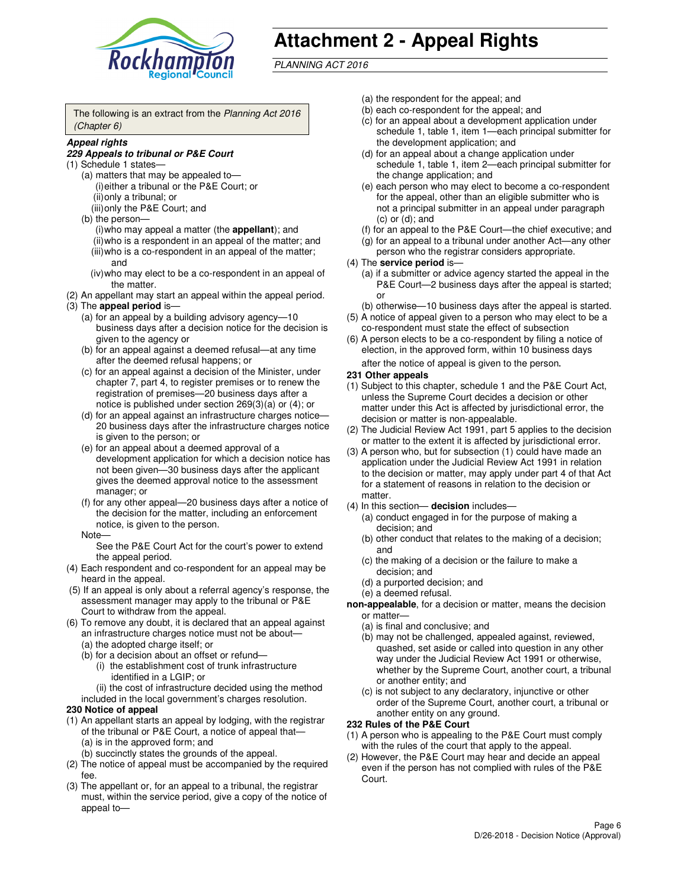# Attachment 2 - Appeal Rights

*PLANNING ACT 2016*

The following is an extract from the *Planning Act 2016 (Chapter 6)*

***Appeal rights***

***229 Appeals to tribunal or P&E Court***

(1) Schedule 1 states—

(a) matters that may be appealed to—

(i) either a tribunal or the P&E Court; or

(ii) only a tribunal; or

(iii) only the P&E Court; and

(b) the person—

(i) who may appeal a matter (the **appellant**); and

(ii) who is a respondent in an appeal of the matter; and

(iii) who is a co-respondent in an appeal of the matter; and

(iv) who may elect to be a co-respondent in an appeal of the matter.

(2) An appellant may start an appeal within the appeal period.

(3) The **appeal period** is—

(a) for an appeal by a building advisory agency—10 business days after a decision notice for the decision is given to the agency or

(b) for an appeal against a deemed refusal—at any time after the deemed refusal happens; or

(c) for an appeal against a decision of the Minister, under chapter 7, part 4, to register premises or to renew the registration of premises—20 business days after a notice is published under section 269(3)(a) or (4); or

(d) for an appeal against an infrastructure charges notice—20 business days after the infrastructure charges notice is given to the person; or

(e) for an appeal about a deemed approval of a development application for which a decision notice has not been given—30 business days after the applicant gives the deemed approval notice to the assessment manager; or

(f) for any other appeal—20 business days after a notice of the decision for the matter, including an enforcement notice, is given to the person.

Note—

See the P&E Court Act for the court's power to extend the appeal period.

(4) Each respondent and co-respondent for an appeal may be heard in the appeal.

(5) If an appeal is only about a referral agency's response, the assessment manager may apply to the tribunal or P&E Court to withdraw from the appeal.

(6) To remove any doubt, it is declared that an appeal against an infrastructure charges notice must not be about—

(a) the adopted charge itself; or

(b) for a decision about an offset or refund—

(i) the establishment cost of trunk infrastructure identified in a LGIP; or

(ii) the cost of infrastructure decided using the method included in the local government's charges resolution.

**230 Notice of appeal**

(1) An appellant starts an appeal by lodging, with the registrar of the tribunal or P&E Court, a notice of appeal that—

(a) is in the approved form; and

(b) succinctly states the grounds of the appeal.

(2) The notice of appeal must be accompanied by the required fee.

(3) The appellant or, for an appeal to a tribunal, the registrar must, within the service period, give a copy of the notice of appeal to—

(a) the respondent for the appeal; and

(b) each co-respondent for the appeal; and

(c) for an appeal about a development application under schedule 1, table 1, item 1—each principal submitter for the development application; and

(d) for an appeal about a change application under schedule 1, table 1, item 2—each principal submitter for the change application; and

(e) each person who may elect to become a co-respondent for the appeal, other than an eligible submitter who is not a principal submitter in an appeal under paragraph (c) or (d); and

(f) for an appeal to the P&E Court—the chief executive; and

(g) for an appeal to a tribunal under another Act—any other person who the registrar considers appropriate.

(4) The **service period** is—

(a) if a submitter or advice agency started the appeal in the P&E Court—2 business days after the appeal is started; or

(b) otherwise—10 business days after the appeal is started.

(5) A notice of appeal given to a person who may elect to be a co-respondent must state the effect of subsection

(6) A person elects to be a co-respondent by filing a notice of election, in the approved form, within 10 business days after the notice of appeal is given to the person.

**231 Other appeals**

(1) Subject to this chapter, schedule 1 and the P&E Court Act, unless the Supreme Court decides a decision or other matter under this Act is affected by jurisdictional error, the decision or matter is non-appealable.

(2) The Judicial Review Act 1991, part 5 applies to the decision or matter to the extent it is affected by jurisdictional error.

(3) A person who, but for subsection (1) could have made an application under the Judicial Review Act 1991 in relation to the decision or matter, may apply under part 4 of that Act for a statement of reasons in relation to the decision or matter.

(4) In this section— **decision** includes—

(a) conduct engaged in for the purpose of making a decision; and

(b) other conduct that relates to the making of a decision; and

(c) the making of a decision or the failure to make a decision; and

(d) a purported decision; and

(e) a deemed refusal.

**non-appealable**, for a decision or matter, means the decision or matter—

(a) is final and conclusive; and

(b) may not be challenged, appealed against, reviewed, quashed, set aside or called into question in any other way under the Judicial Review Act 1991 or otherwise, whether by the Supreme Court, another court, a tribunal or another entity; and

(c) is not subject to any declaratory, injunctive or other order of the Supreme Court, another court, a tribunal or another entity on any ground.

**232 Rules of the P&E Court**

(1) A person who is appealing to the P&E Court must comply with the rules of the court that apply to the appeal.

(2) However, the P&E Court may hear and decide an appeal even if the person has not complied with rules of the P&E Court.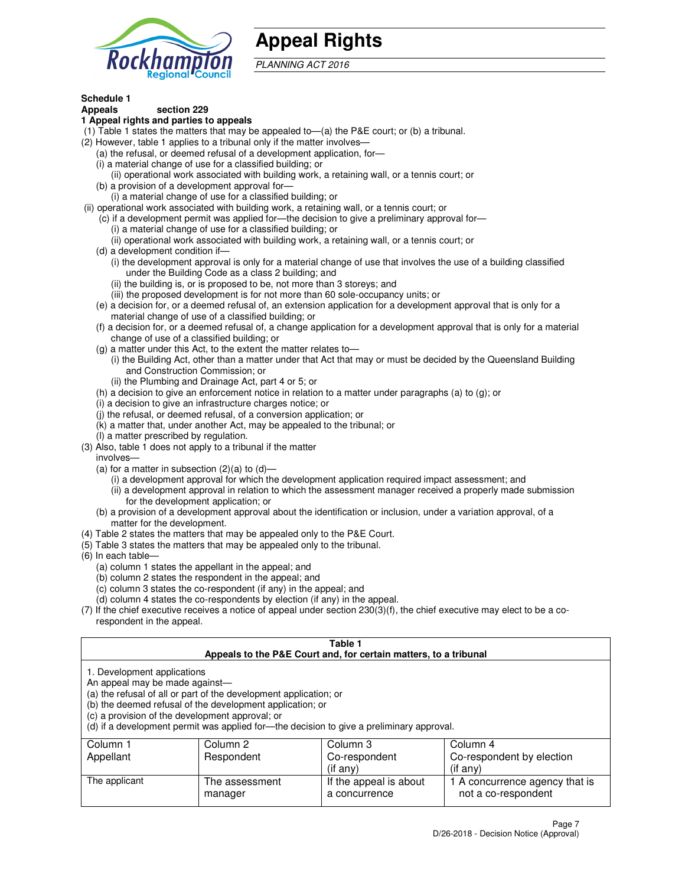# Appeal Rights

*PLANNING ACT 2016*

**Schedule 1**
**Appeals section 229**
**1 Appeal rights and parties to appeals**

(1) Table 1 states the matters that may be appealed to—(a) the P&E court; or (b) a tribunal.

(2) However, table 1 applies to a tribunal only if the matter involves—

(a) the refusal, or deemed refusal of a development application, for—

(i) a material change of use for a classified building; or

(ii) operational work associated with building work, a retaining wall, or a tennis court; or

(b) a provision of a development approval for—

(i) a material change of use for a classified building; or

(ii) operational work associated with building work, a retaining wall, or a tennis court; or

(c) if a development permit was applied for—the decision to give a preliminary approval for—

(i) a material change of use for a classified building; or

(ii) operational work associated with building work, a retaining wall, or a tennis court; or

(d) a development condition if—

(i) the development approval is only for a material change of use that involves the use of a building classified under the Building Code as a class 2 building; and

(ii) the building is, or is proposed to be, not more than 3 storeys; and

(iii) the proposed development is for not more than 60 sole-occupancy units; or

(e) a decision for, or a deemed refusal of, an extension application for a development approval that is only for a material change of use of a classified building; or

(f) a decision for, or a deemed refusal of, a change application for a development approval that is only for a material change of use of a classified building; or

(g) a matter under this Act, to the extent the matter relates to—

(i) the Building Act, other than a matter under that Act that may or must be decided by the Queensland Building and Construction Commission; or

(ii) the Plumbing and Drainage Act, part 4 or 5; or

(h) a decision to give an enforcement notice in relation to a matter under paragraphs (a) to (g); or

(i) a decision to give an infrastructure charges notice; or

(j) the refusal, or deemed refusal, of a conversion application; or

(k) a matter that, under another Act, may be appealed to the tribunal; or

(l) a matter prescribed by regulation.

(3) Also, table 1 does not apply to a tribunal if the matter involves—

(a) for a matter in subsection (2)(a) to (d)—

(i) a development approval for which the development application required impact assessment; and

(ii) a development approval in relation to which the assessment manager received a properly made submission for the development application; or

(b) a provision of a development approval about the identification or inclusion, under a variation approval, of a matter for the development.

(4) Table 2 states the matters that may be appealed only to the P&E Court.

(5) Table 3 states the matters that may be appealed only to the tribunal.

(6) In each table—

(a) column 1 states the appellant in the appeal; and

(b) column 2 states the respondent in the appeal; and

(c) column 3 states the co-respondent (if any) in the appeal; and

(d) column 4 states the co-respondents by election (if any) in the appeal.

(7) If the chief executive receives a notice of appeal under section 230(3)(f), the chief executive may elect to be a co-respondent in the appeal.

**Table 1**
**Appeals to the P&E Court and, for certain matters, to a tribunal**

1. Development applications
An appeal may be made against—
(a) the refusal of all or part of the development application; or
(b) the deemed refusal of the development application; or
(c) a provision of the development approval; or
(d) if a development permit was applied for—the decision to give a preliminary approval.

| Column 1<br>Appellant | Column 2<br>Respondent | Column 3<br>Co-respondent<br>(if any) | Column 4<br>Co-respondent by election<br>(if any) |
|---|---|---|---|
| The applicant | The assessment manager | If the appeal is about a concurrence | 1 A concurrence agency that is not a co-respondent |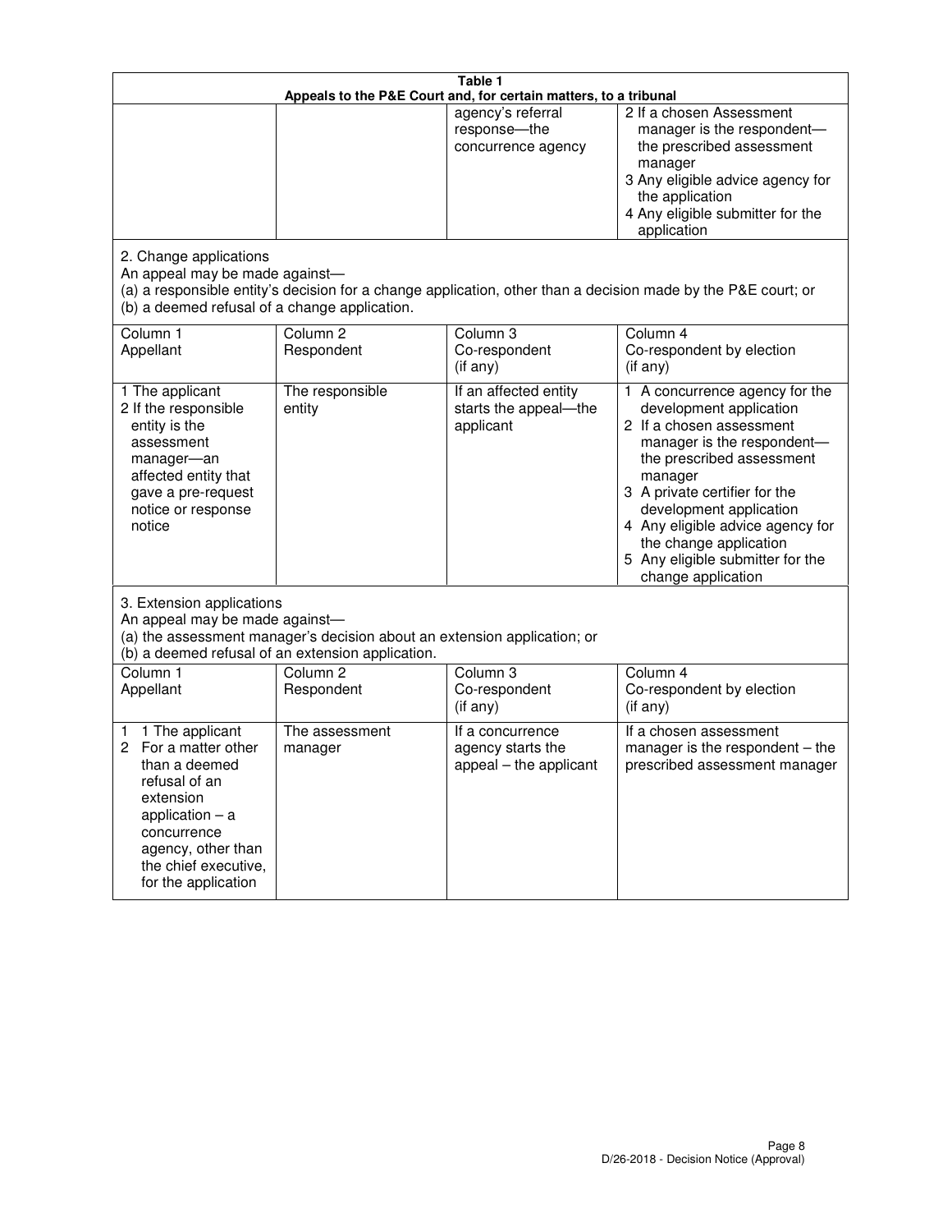**Table 1**
**Appeals to the P&E Court and, for certain matters, to a tribunal**

| | | | |
|---|---|---|---|
| | | agency's referral response—the concurrence agency | 2 If a chosen Assessment manager is the respondent—the prescribed assessment manager<br>3 Any eligible advice agency for the application<br>4 Any eligible submitter for the application |

2. Change applications
An appeal may be made against—
(a) a responsible entity's decision for a change application, other than a decision made by the P&E court; or
(b) a deemed refusal of a change application.

| Column 1<br>Appellant | Column 2<br>Respondent | Column 3<br>Co-respondent<br>(if any) | Column 4<br>Co-respondent by election<br>(if any) |
|---|---|---|---|
| 1 The applicant<br>2 If the responsible entity is the assessment manager—an affected entity that gave a pre-request notice or response notice | The responsible entity | If an affected entity starts the appeal—the applicant | 1 A concurrence agency for the development application<br>2 If a chosen assessment manager is the respondent—the prescribed assessment manager<br>3 A private certifier for the development application<br>4 Any eligible advice agency for the change application<br>5 Any eligible submitter for the change application |

3. Extension applications
An appeal may be made against—
(a) the assessment manager's decision about an extension application; or
(b) a deemed refusal of an extension application.

| Column 1<br>Appellant | Column 2<br>Respondent | Column 3<br>Co-respondent<br>(if any) | Column 4<br>Co-respondent by election<br>(if any) |
|---|---|---|---|
| 1 1 The applicant<br>2 For a matter other than a deemed refusal of an extension application – a concurrence agency, other than the chief executive, for the application | The assessment manager | If a concurrence agency starts the appeal – the applicant | If a chosen assessment manager is the respondent – the prescribed assessment manager |

D/26-2018 - Decision Notice (Approval)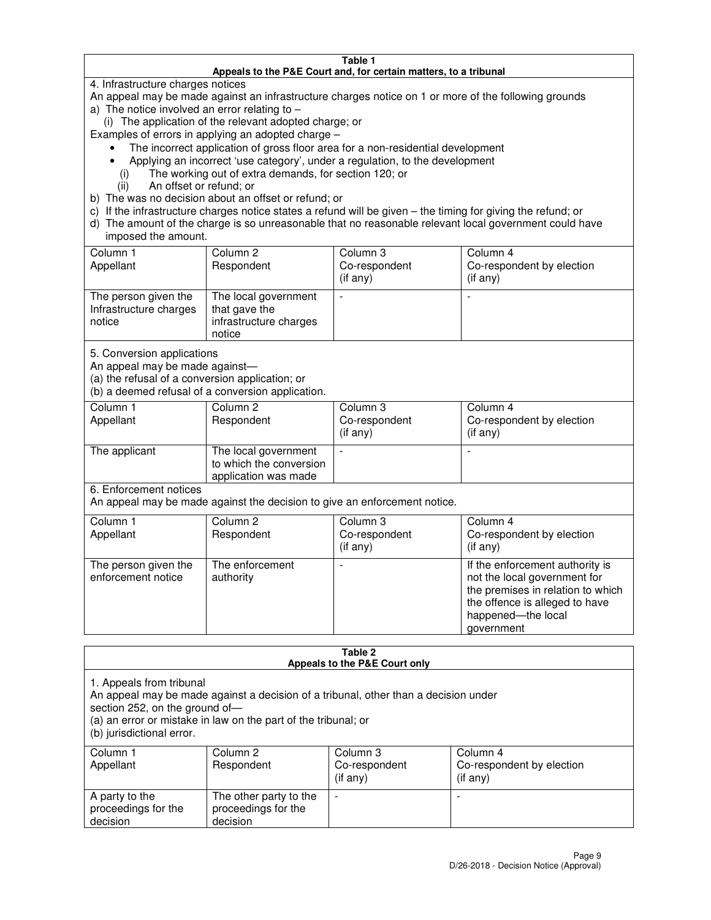**Table 1**
**Appeals to the P&E Court and, for certain matters, to a tribunal**

4. Infrastructure charges notices

An appeal may be made against an infrastructure charges notice on 1 or more of the following grounds

a) The notice involved an error relating to –
   (i) The application of the relevant adopted charge; or

Examples of errors in applying an adopted charge –

- The incorrect application of gross floor area for a non-residential development
- Applying an incorrect 'use category', under a regulation, to the development

   (i) The working out of extra demands, for section 120; or
   (ii) An offset or refund; or

b) The was no decision about an offset or refund; or
c) If the infrastructure charges notice states a refund will be given – the timing for giving the refund; or
d) The amount of the charge is so unreasonable that no reasonable relevant local government could have imposed the amount.

| Column 1 Appellant | Column 2 Respondent | Column 3 Co-respondent (if any) | Column 4 Co-respondent by election (if any) |
|---|---|---|---|
| The person given the Infrastructure charges notice | The local government that gave the infrastructure charges notice | - | - |

5. Conversion applications

An appeal may be made against—
(a) the refusal of a conversion application; or
(b) a deemed refusal of a conversion application.

| Column 1 Appellant | Column 2 Respondent | Column 3 Co-respondent (if any) | Column 4 Co-respondent by election (if any) |
|---|---|---|---|
| The applicant | The local government to which the conversion application was made | - | - |

6. Enforcement notices

An appeal may be made against the decision to give an enforcement notice.

| Column 1 Appellant | Column 2 Respondent | Column 3 Co-respondent (if any) | Column 4 Co-respondent by election (if any) |
|---|---|---|---|
| The person given the enforcement notice | The enforcement authority | - | If the enforcement authority is not the local government for the premises in relation to which the offence is alleged to have happened—the local government |

**Table 2**
**Appeals to the P&E Court only**

1. Appeals from tribunal

An appeal may be made against a decision of a tribunal, other than a decision under section 252, on the ground of—
(a) an error or mistake in law on the part of the tribunal; or
(b) jurisdictional error.

| Column 1 Appellant | Column 2 Respondent | Column 3 Co-respondent (if any) | Column 4 Co-respondent by election (if any) |
|---|---|---|---|
| A party to the proceedings for the decision | The other party to the proceedings for the decision | - | - |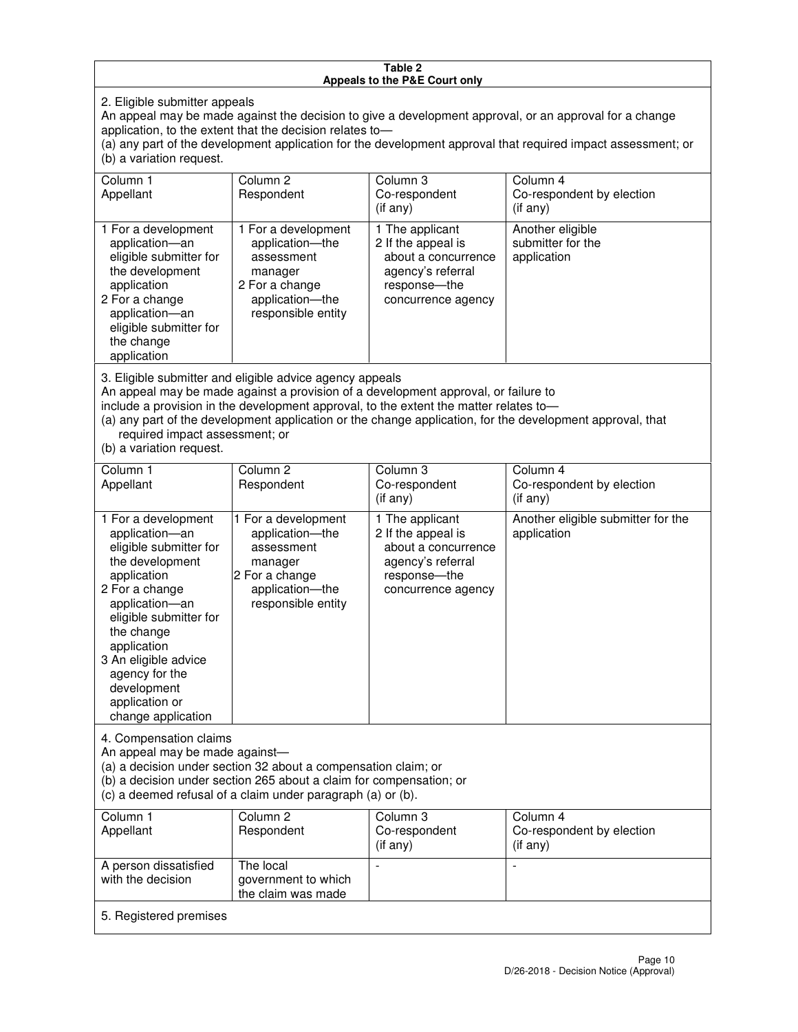**Table 2**
**Appeals to the P&E Court only**

2. Eligible submitter appeals

An appeal may be made against the decision to give a development approval, or an approval for a change application, to the extent that the decision relates to—
(a) any part of the development application for the development approval that required impact assessment; or
(b) a variation request.

| Column 1<br>Appellant | Column 2<br>Respondent | Column 3<br>Co-respondent<br>(if any) | Column 4<br>Co-respondent by election<br>(if any) |
|---|---|---|---|
| 1 For a development application—an eligible submitter for the development application<br>2 For a change application—an eligible submitter for the change application | 1 For a development application—the assessment manager<br>2 For a change application—the responsible entity | 1 The applicant<br>2 If the appeal is about a concurrence agency's referral response—the concurrence agency | Another eligible submitter for the application |

3. Eligible submitter and eligible advice agency appeals

An appeal may be made against a provision of a development approval, or failure to include a provision in the development approval, to the extent the matter relates to—
(a) any part of the development application or the change application, for the development approval, that required impact assessment; or
(b) a variation request.

| Column 1<br>Appellant | Column 2<br>Respondent | Column 3<br>Co-respondent<br>(if any) | Column 4<br>Co-respondent by election<br>(if any) |
|---|---|---|---|
| 1 For a development application—an eligible submitter for the development application<br>2 For a change application—an eligible submitter for the change application<br>3 An eligible advice agency for the development application or change application | 1 For a development application—the assessment manager<br>2 For a change application—the responsible entity | 1 The applicant<br>2 If the appeal is about a concurrence agency's referral response—the concurrence agency | Another eligible submitter for the application |

4. Compensation claims

An appeal may be made against—
(a) a decision under section 32 about a compensation claim; or
(b) a decision under section 265 about a claim for compensation; or
(c) a deemed refusal of a claim under paragraph (a) or (b).

| Column 1<br>Appellant | Column 2<br>Respondent | Column 3<br>Co-respondent<br>(if any) | Column 4<br>Co-respondent by election<br>(if any) |
|---|---|---|---|
| A person dissatisfied with the decision | The local government to which the claim was made | - | - |

5. Registered premises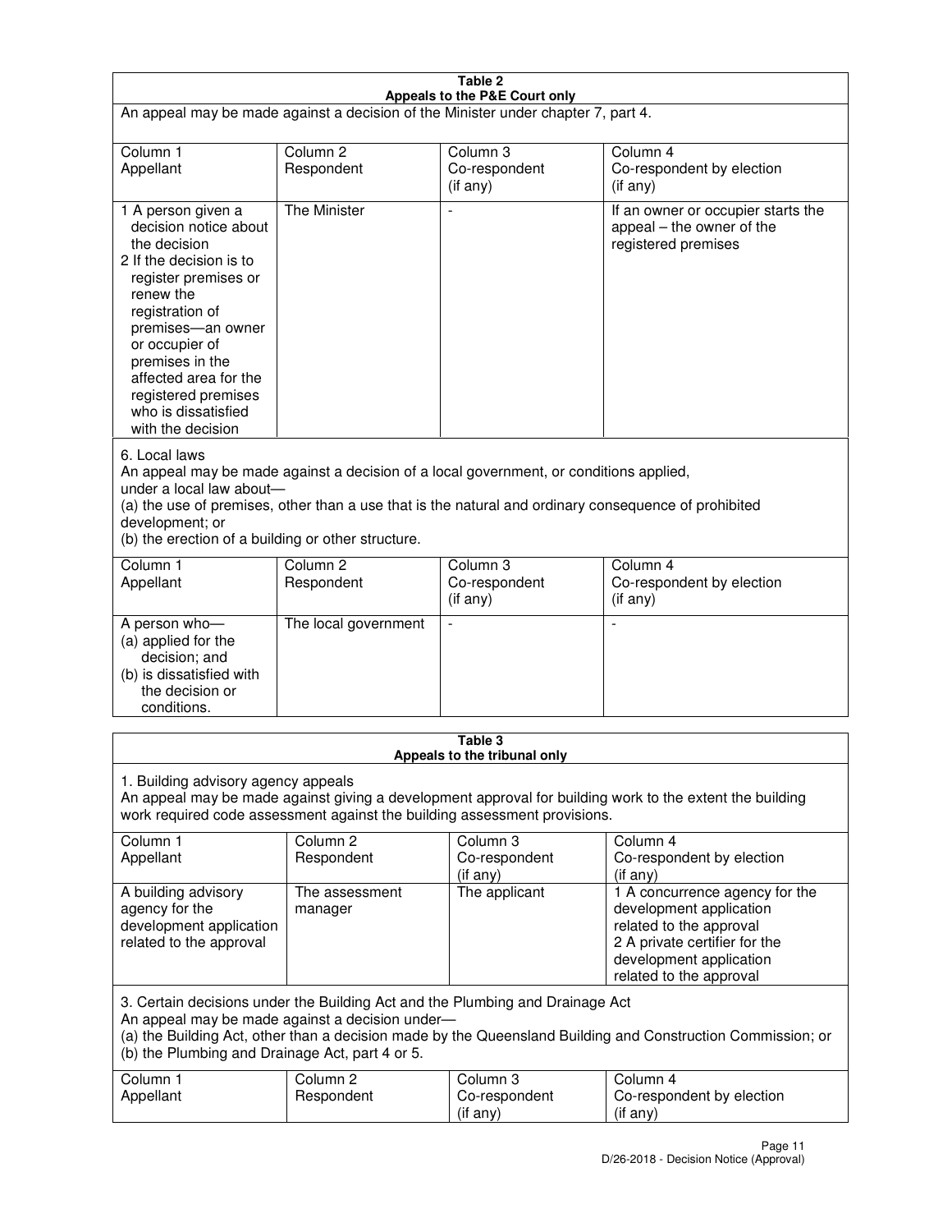**Table 2**
**Appeals to the P&E Court only**

An appeal may be made against a decision of the Minister under chapter 7, part 4.

| Column 1<br>Appellant | Column 2<br>Respondent | Column 3<br>Co-respondent<br>(if any) | Column 4<br>Co-respondent by election<br>(if any) |
|---|---|---|---|
| 1 A person given a decision notice about the decision<br>2 If the decision is to register premises or renew the registration of premises—an owner or occupier of premises in the affected area for the registered premises who is dissatisfied with the decision | The Minister | - | If an owner or occupier starts the appeal – the owner of the registered premises |

6. Local laws

An appeal may be made against a decision of a local government, or conditions applied, under a local law about—

(a) the use of premises, other than a use that is the natural and ordinary consequence of prohibited development; or

(b) the erection of a building or other structure.

| Column 1<br>Appellant | Column 2<br>Respondent | Column 3<br>Co-respondent<br>(if any) | Column 4<br>Co-respondent by election<br>(if any) |
|---|---|---|---|
| A person who—<br>(a) applied for the decision; and<br>(b) is dissatisfied with the decision or conditions. | The local government | - | - |

**Table 3**
**Appeals to the tribunal only**

1. Building advisory agency appeals

An appeal may be made against giving a development approval for building work to the extent the building work required code assessment against the building assessment provisions.

| Column 1<br>Appellant | Column 2<br>Respondent | Column 3<br>Co-respondent<br>(if any) | Column 4<br>Co-respondent by election<br>(if any) |
|---|---|---|---|
| A building advisory agency for the development application related to the approval | The assessment manager | The applicant | 1 A concurrence agency for the development application related to the approval<br>2 A private certifier for the development application related to the approval |

3. Certain decisions under the Building Act and the Plumbing and Drainage Act

An appeal may be made against a decision under—

(a) the Building Act, other than a decision made by the Queensland Building and Construction Commission; or

(b) the Plumbing and Drainage Act, part 4 or 5.

| Column 1<br>Appellant | Column 2<br>Respondent | Column 3<br>Co-respondent<br>(if any) | Column 4<br>Co-respondent by election<br>(if any) |
|---|---|---|---|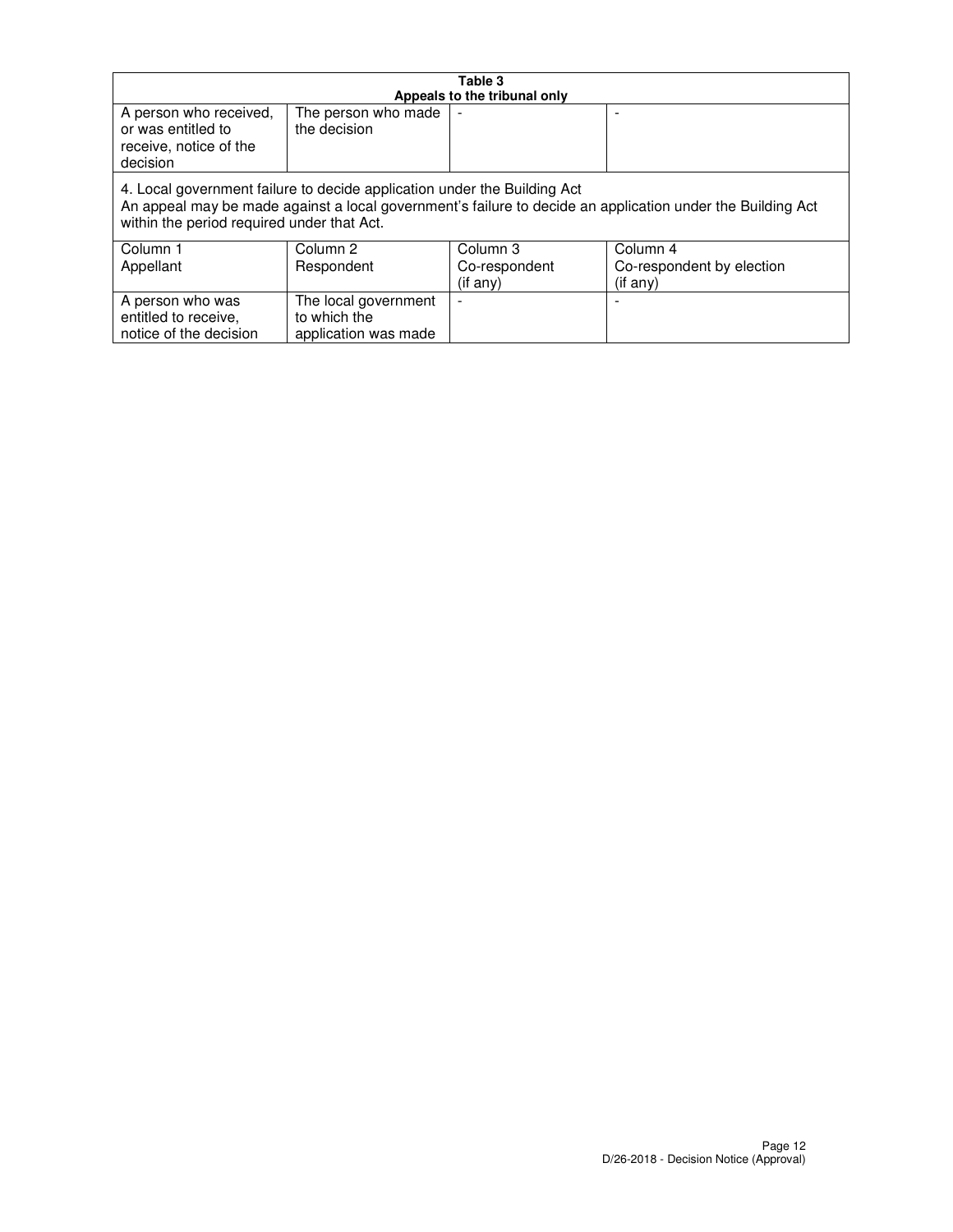| Table 3<br>Appeals to the tribunal only | | | |
|---|---|---|---|
| A person who received, or was entitled to receive, notice of the decision | The person who made the decision | - | - |
| 4. Local government failure to decide application under the Building Act<br>An appeal may be made against a local government's failure to decide an application under the Building Act within the period required under that Act. | | | |
| Column 1<br>Appellant | Column 2<br>Respondent | Column 3<br>Co-respondent<br>(if any) | Column 4<br>Co-respondent by election<br>(if any) |
| A person who was entitled to receive, notice of the decision | The local government to which the application was made | - | - |

D/26-2018 - Decision Notice (Approval)